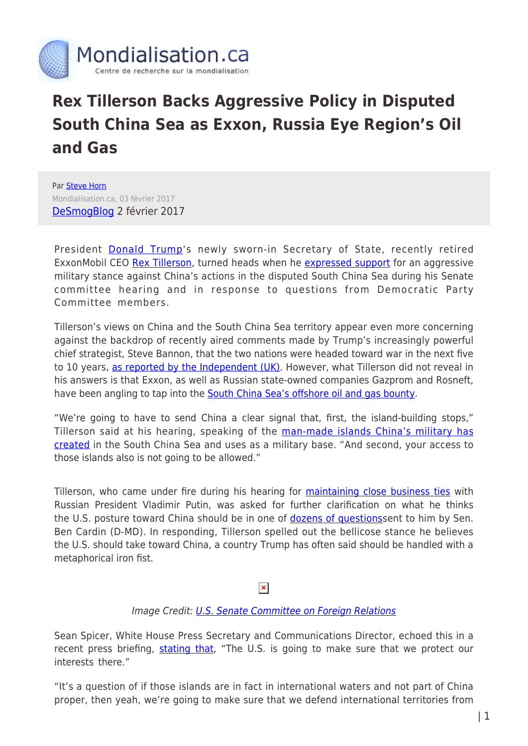Mondialisation.ca

Centre de recherche sur la mondialisation

# Rex Tillerson Backs Aggressive Policy in Disputed South China Sea as Exxon, Russia Eye Region's Oil and Gas

Par Steve Horn

Mondialisation.ca, 03 février 2017

DeSmogBlog 2 février 2017

President Donald Trump's newly sworn-in Secretary of State, recently retired ExxonMobil CEO Rex Tillerson, turned heads when he expressed support for an aggressive military stance against China's actions in the disputed South China Sea during his Senate committee hearing and in response to questions from Democratic Party Committee members.

Tillerson's views on China and the South China Sea territory appear even more concerning against the backdrop of recently aired comments made by Trump's increasingly powerful chief strategist, Steve Bannon, that the two nations were headed toward war in the next five to 10 years, as reported by the Independent (UK). However, what Tillerson did not reveal in his answers is that Exxon, as well as Russian state-owned companies Gazprom and Rosneft, have been angling to tap into the South China Sea's offshore oil and gas bounty.

"We're going to have to send China a clear signal that, first, the island-building stops," Tillerson said at his hearing, speaking of the man-made islands China's military has created in the South China Sea and uses as a military base. "And second, your access to those islands also is not going to be allowed."

Tillerson, who came under fire during his hearing for maintaining close business ties with Russian President Vladimir Putin, was asked for further clarification on what he thinks the U.S. posture toward China should be in one of dozens of questionssent to him by Sen. Ben Cardin (D-MD). In responding, Tillerson spelled out the bellicose stance he believes the U.S. should take toward China, a country Trump has often said should be handled with a metaphorical iron fist.

*Image Credit: U.S. Senate Committee on Foreign Relations*

Sean Spicer, White House Press Secretary and Communications Director, echoed this in a recent press briefing, stating that, "The U.S. is going to make sure that we protect our interests there."

"It's a question of if those islands are in fact in international waters and not part of China proper, then yeah, we're going to make sure that we defend international territories from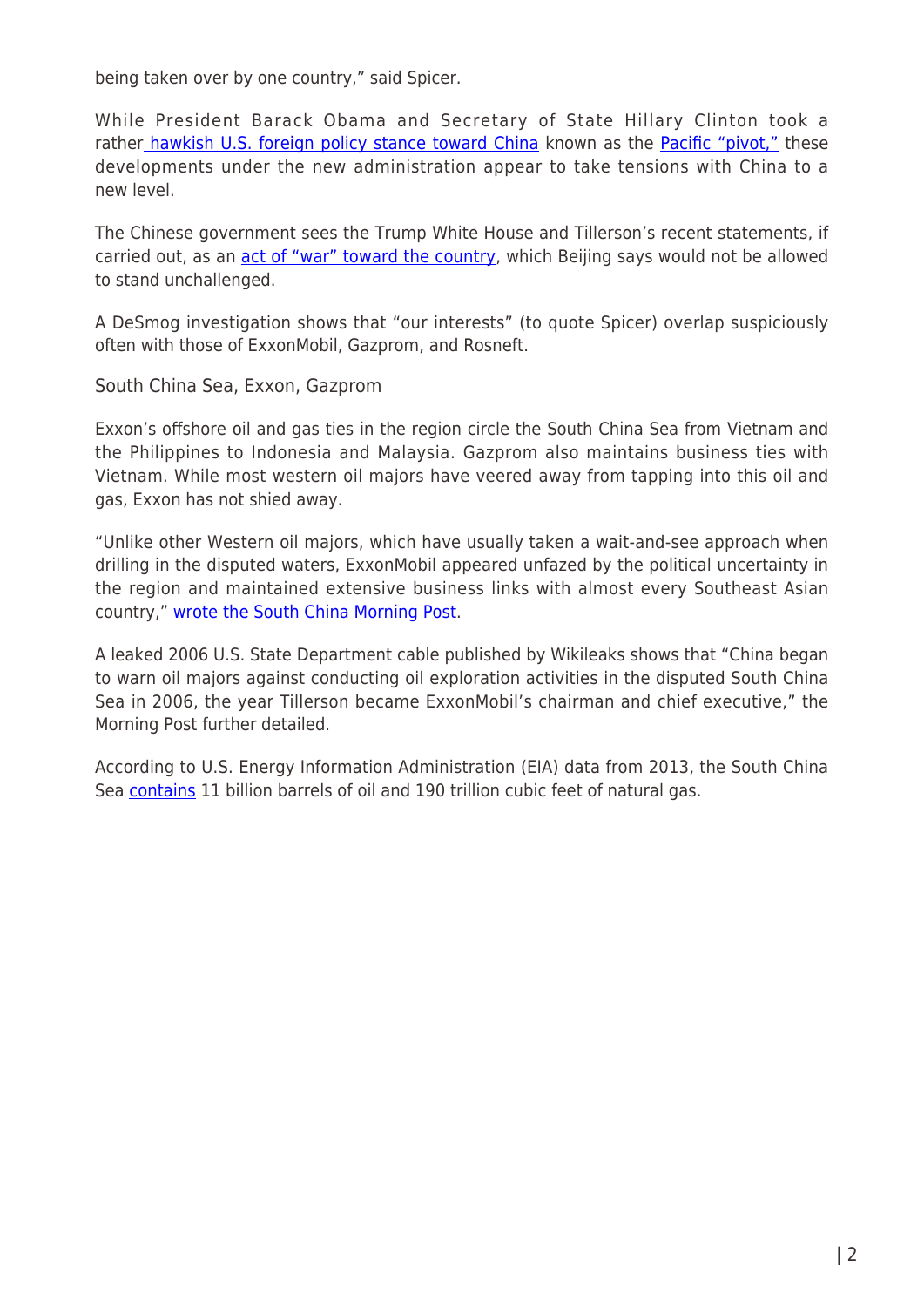being taken over by one country," said Spicer.

While President Barack Obama and Secretary of State Hillary Clinton took a rather hawkish U.S. foreign policy stance toward China known as the Pacific "pivot," these developments under the new administration appear to take tensions with China to a new level.

The Chinese government sees the Trump White House and Tillerson's recent statements, if carried out, as an act of "war" toward the country, which Beijing says would not be allowed to stand unchallenged.

A DeSmog investigation shows that "our interests" (to quote Spicer) overlap suspiciously often with those of ExxonMobil, Gazprom, and Rosneft.

## South China Sea, Exxon, Gazprom

Exxon's offshore oil and gas ties in the region circle the South China Sea from Vietnam and the Philippines to Indonesia and Malaysia. Gazprom also maintains business ties with Vietnam. While most western oil majors have veered away from tapping into this oil and gas, Exxon has not shied away.

"Unlike other Western oil majors, which have usually taken a wait-and-see approach when drilling in the disputed waters, ExxonMobil appeared unfazed by the political uncertainty in the region and maintained extensive business links with almost every Southeast Asian country," wrote the South China Morning Post.

A leaked 2006 U.S. State Department cable published by Wikileaks shows that "China began to warn oil majors against conducting oil exploration activities in the disputed South China Sea in 2006, the year Tillerson became ExxonMobil's chairman and chief executive," the Morning Post further detailed.

According to U.S. Energy Information Administration (EIA) data from 2013, the South China Sea contains 11 billion barrels of oil and 190 trillion cubic feet of natural gas.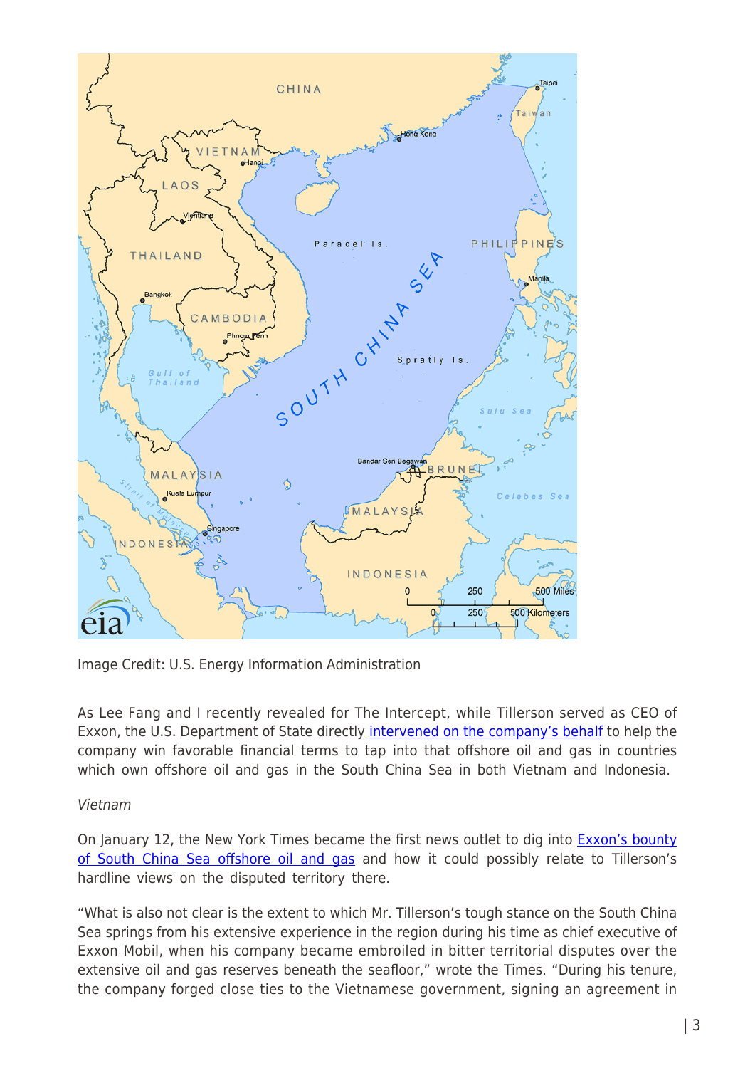Image Credit: U.S. Energy Information Administration

As Lee Fang and I recently revealed for The Intercept, while Tillerson served as CEO of Exxon, the U.S. Department of State directly intervened on the company's behalf to help the company win favorable financial terms to tap into that offshore oil and gas in countries which own offshore oil and gas in the South China Sea in both Vietnam and Indonesia.

*Vietnam*

On January 12, the New York Times became the first news outlet to dig into Exxon's bounty of South China Sea offshore oil and gas and how it could possibly relate to Tillerson's hardline views on the disputed territory there.

"What is also not clear is the extent to which Mr. Tillerson's tough stance on the South China Sea springs from his extensive experience in the region during his time as chief executive of Exxon Mobil, when his company became embroiled in bitter territorial disputes over the extensive oil and gas reserves beneath the seafloor," wrote the Times. "During his tenure, the company forged close ties to the Vietnamese government, signing an agreement in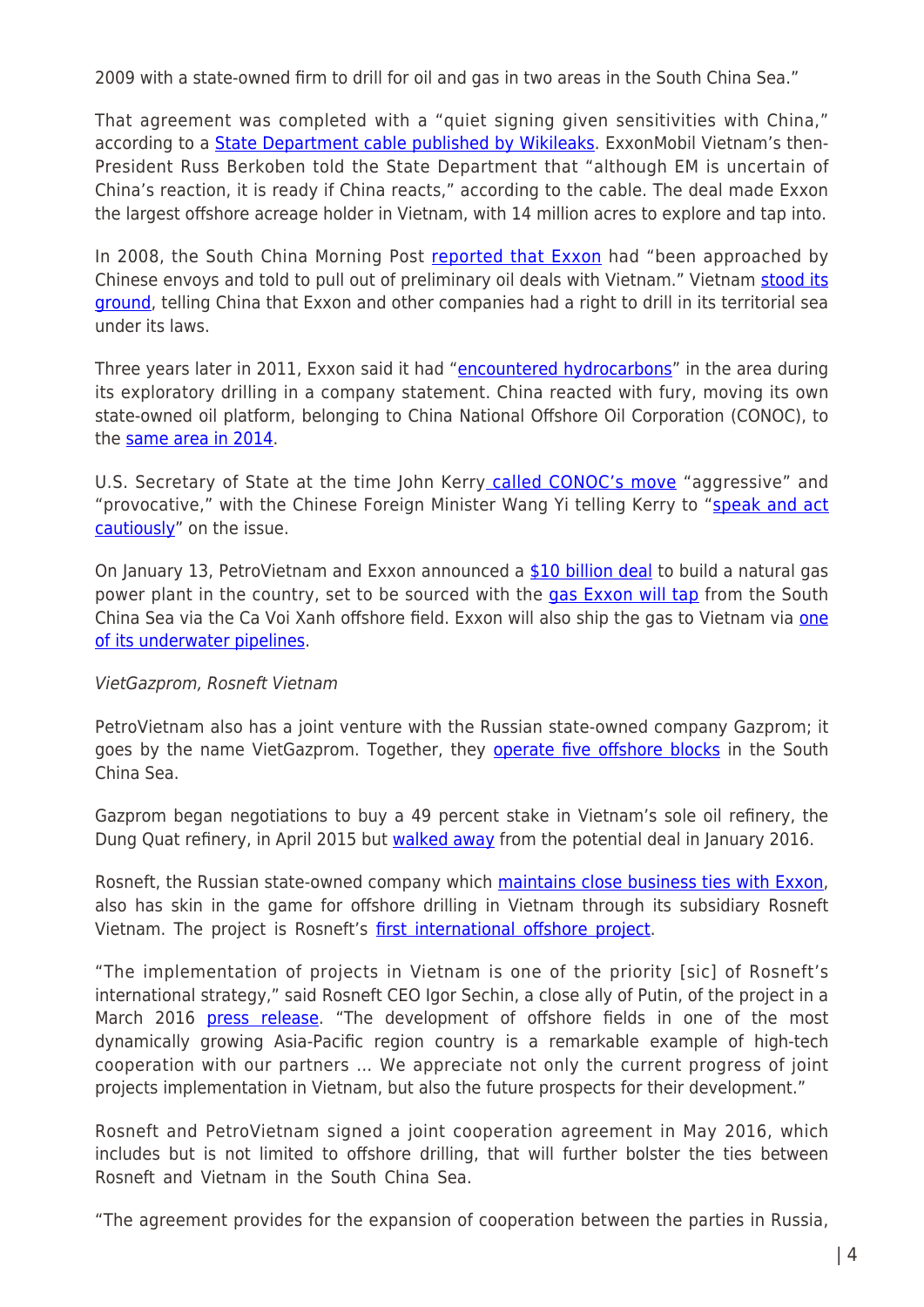2009 with a state-owned firm to drill for oil and gas in two areas in the South China Sea."

That agreement was completed with a "quiet signing given sensitivities with China," according to a State Department cable published by Wikileaks. ExxonMobil Vietnam's then-President Russ Berkoben told the State Department that "although EM is uncertain of China's reaction, it is ready if China reacts," according to the cable. The deal made Exxon the largest offshore acreage holder in Vietnam, with 14 million acres to explore and tap into.

In 2008, the South China Morning Post reported that Exxon had "been approached by Chinese envoys and told to pull out of preliminary oil deals with Vietnam." Vietnam stood its ground, telling China that Exxon and other companies had a right to drill in its territorial sea under its laws.

Three years later in 2011, Exxon said it had "encountered hydrocarbons" in the area during its exploratory drilling in a company statement. China reacted with fury, moving its own state-owned oil platform, belonging to China National Offshore Oil Corporation (CONOC), to the same area in 2014.

U.S. Secretary of State at the time John Kerry called CONOC's move "aggressive" and "provocative," with the Chinese Foreign Minister Wang Yi telling Kerry to "speak and act cautiously" on the issue.

On January 13, PetroVietnam and Exxon announced a $10 billion deal to build a natural gas power plant in the country, set to be sourced with the gas Exxon will tap from the South China Sea via the Ca Voi Xanh offshore field. Exxon will also ship the gas to Vietnam via one of its underwater pipelines.

*VietGazprom, Rosneft Vietnam*

PetroVietnam also has a joint venture with the Russian state-owned company Gazprom; it goes by the name VietGazprom. Together, they operate five offshore blocks in the South China Sea.

Gazprom began negotiations to buy a 49 percent stake in Vietnam's sole oil refinery, the Dung Quat refinery, in April 2015 but walked away from the potential deal in January 2016.

Rosneft, the Russian state-owned company which maintains close business ties with Exxon, also has skin in the game for offshore drilling in Vietnam through its subsidiary Rosneft Vietnam. The project is Rosneft's first international offshore project.

"The implementation of projects in Vietnam is one of the priority [sic] of Rosneft's international strategy," said Rosneft CEO Igor Sechin, a close ally of Putin, of the project in a March 2016 press release. "The development of offshore fields in one of the most dynamically growing Asia-Pacific region country is a remarkable example of high-tech cooperation with our partners … We appreciate not only the current progress of joint projects implementation in Vietnam, but also the future prospects for their development."

Rosneft and PetroVietnam signed a joint cooperation agreement in May 2016, which includes but is not limited to offshore drilling, that will further bolster the ties between Rosneft and Vietnam in the South China Sea.

"The agreement provides for the expansion of cooperation between the parties in Russia,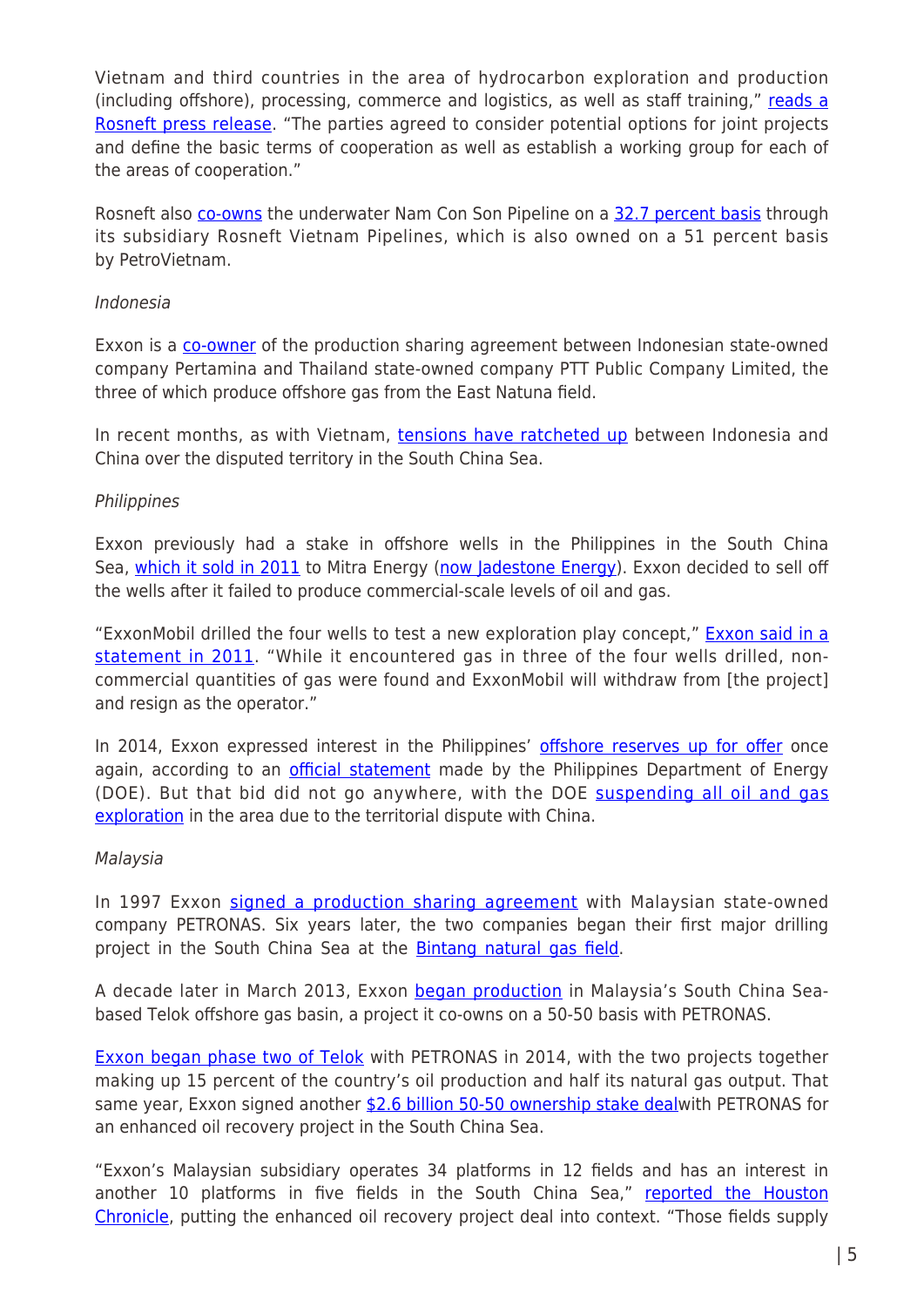Vietnam and third countries in the area of hydrocarbon exploration and production (including offshore), processing, commerce and logistics, as well as staff training," reads a Rosneft press release. "The parties agreed to consider potential options for joint projects and define the basic terms of cooperation as well as establish a working group for each of the areas of cooperation."

Rosneft also co-owns the underwater Nam Con Son Pipeline on a 32.7 percent basis through its subsidiary Rosneft Vietnam Pipelines, which is also owned on a 51 percent basis by PetroVietnam.

*Indonesia*

Exxon is a co-owner of the production sharing agreement between Indonesian state-owned company Pertamina and Thailand state-owned company PTT Public Company Limited, the three of which produce offshore gas from the East Natuna field.

In recent months, as with Vietnam, tensions have ratcheted up between Indonesia and China over the disputed territory in the South China Sea.

*Philippines*

Exxon previously had a stake in offshore wells in the Philippines in the South China Sea, which it sold in 2011 to Mitra Energy (now Jadestone Energy). Exxon decided to sell off the wells after it failed to produce commercial-scale levels of oil and gas.

"ExxonMobil drilled the four wells to test a new exploration play concept," Exxon said in a statement in 2011. "While it encountered gas in three of the four wells drilled, non-commercial quantities of gas were found and ExxonMobil will withdraw from [the project] and resign as the operator."

In 2014, Exxon expressed interest in the Philippines' offshore reserves up for offer once again, according to an official statement made by the Philippines Department of Energy (DOE). But that bid did not go anywhere, with the DOE suspending all oil and gas exploration in the area due to the territorial dispute with China.

*Malaysia*

In 1997 Exxon signed a production sharing agreement with Malaysian state-owned company PETRONAS. Six years later, the two companies began their first major drilling project in the South China Sea at the Bintang natural gas field.

A decade later in March 2013, Exxon began production in Malaysia's South China Sea-based Telok offshore gas basin, a project it co-owns on a 50-50 basis with PETRONAS.

Exxon began phase two of Telok with PETRONAS in 2014, with the two projects together making up 15 percent of the country's oil production and half its natural gas output. That same year, Exxon signed another $2.6 billion 50-50 ownership stake dealwith PETRONAS for an enhanced oil recovery project in the South China Sea.

"Exxon's Malaysian subsidiary operates 34 platforms in 12 fields and has an interest in another 10 platforms in five fields in the South China Sea," reported the Houston Chronicle, putting the enhanced oil recovery project deal into context. "Those fields supply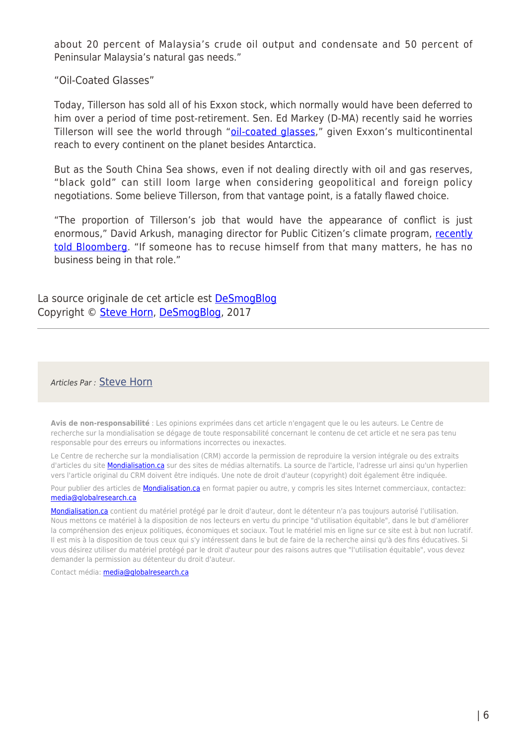about 20 percent of Malaysia's crude oil output and condensate and 50 percent of Peninsular Malaysia's natural gas needs."

"Oil-Coated Glasses"

Today, Tillerson has sold all of his Exxon stock, which normally would have been deferred to him over a period of time post-retirement. Sen. Ed Markey (D-MA) recently said he worries Tillerson will see the world through "oil-coated glasses," given Exxon's multicontinental reach to every continent on the planet besides Antarctica.

But as the South China Sea shows, even if not dealing directly with oil and gas reserves, "black gold" can still loom large when considering geopolitical and foreign policy negotiations. Some believe Tillerson, from that vantage point, is a fatally flawed choice.

"The proportion of Tillerson's job that would have the appearance of conflict is just enormous," David Arkush, managing director for Public Citizen's climate program, recently told Bloomberg. "If someone has to recuse himself from that many matters, he has no business being in that role."

La source originale de cet article est DeSmogBlog
Copyright © Steve Horn, DeSmogBlog, 2017

---

*Articles Par :* Steve Horn

**Avis de non-responsabilité** : Les opinions exprimées dans cet article n'engagent que le ou les auteurs. Le Centre de recherche sur la mondialisation se dégage de toute responsabilité concernant le contenu de cet article et ne sera pas tenu responsable pour des erreurs ou informations incorrectes ou inexactes.

Le Centre de recherche sur la mondialisation (CRM) accorde la permission de reproduire la version intégrale ou des extraits d'articles du site Mondialisation.ca sur des sites de médias alternatifs. La source de l'article, l'adresse url ainsi qu'un hyperlien vers l'article original du CRM doivent être indiqués. Une note de droit d'auteur (copyright) doit également être indiquée.

Pour publier des articles de Mondialisation.ca en format papier ou autre, y compris les sites Internet commerciaux, contactez: media@globalresearch.ca

Mondialisation.ca contient du matériel protégé par le droit d'auteur, dont le détenteur n'a pas toujours autorisé l'utilisation. Nous mettons ce matériel à la disposition de nos lecteurs en vertu du principe "d'utilisation équitable", dans le but d'améliorer la compréhension des enjeux politiques, économiques et sociaux. Tout le matériel mis en ligne sur ce site est à but non lucratif. Il est mis à la disposition de tous ceux qui s'y intéressent dans le but de faire de la recherche ainsi qu'à des fins éducatives. Si vous désirez utiliser du matériel protégé par le droit d'auteur pour des raisons autres que "l'utilisation équitable", vous devez demander la permission au détenteur du droit d'auteur.

Contact média: media@globalresearch.ca